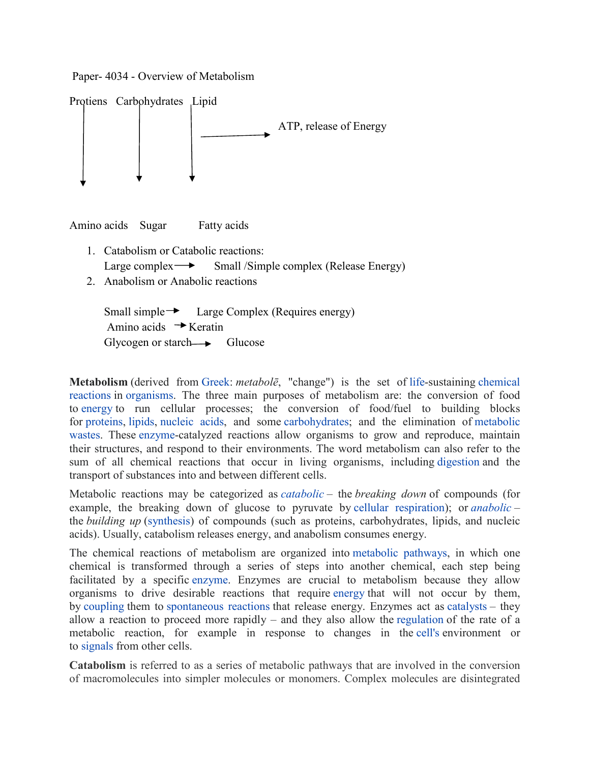Paper- 4034 - Overview of Metabolism

Protiens   Carbohydrates   Lipid

↓ ↓ ↓ → ATP, release of Energy

Amino acids   Sugar   Fatty acids

1. Catabolism or Catabolic reactions:
   Large complex → Small /Simple complex (Release Energy)
2. Anabolism or Anabolic reactions

   Small simple → Large Complex (Requires energy)
   Amino acids → Keratin
   Glycogen or starch → Glucose

**Metabolism** (derived from Greek: *metabolē*, "change") is the set of life-sustaining chemical reactions in organisms. The three main purposes of metabolism are: the conversion of food to energy to run cellular processes; the conversion of food/fuel to building blocks for proteins, lipids, nucleic acids, and some carbohydrates; and the elimination of metabolic wastes. These enzyme-catalyzed reactions allow organisms to grow and reproduce, maintain their structures, and respond to their environments. The word metabolism can also refer to the sum of all chemical reactions that occur in living organisms, including digestion and the transport of substances into and between different cells.

Metabolic reactions may be categorized as *catabolic* – the *breaking down* of compounds (for example, the breaking down of glucose to pyruvate by cellular respiration); or *anabolic* – the *building up* (synthesis) of compounds (such as proteins, carbohydrates, lipids, and nucleic acids). Usually, catabolism releases energy, and anabolism consumes energy.

The chemical reactions of metabolism are organized into metabolic pathways, in which one chemical is transformed through a series of steps into another chemical, each step being facilitated by a specific enzyme. Enzymes are crucial to metabolism because they allow organisms to drive desirable reactions that require energy that will not occur by them, by coupling them to spontaneous reactions that release energy. Enzymes act as catalysts – they allow a reaction to proceed more rapidly – and they also allow the regulation of the rate of a metabolic reaction, for example in response to changes in the cell's environment or to signals from other cells.

**Catabolism** is referred to as a series of metabolic pathways that are involved in the conversion of macromolecules into simpler molecules or monomers. Complex molecules are disintegrated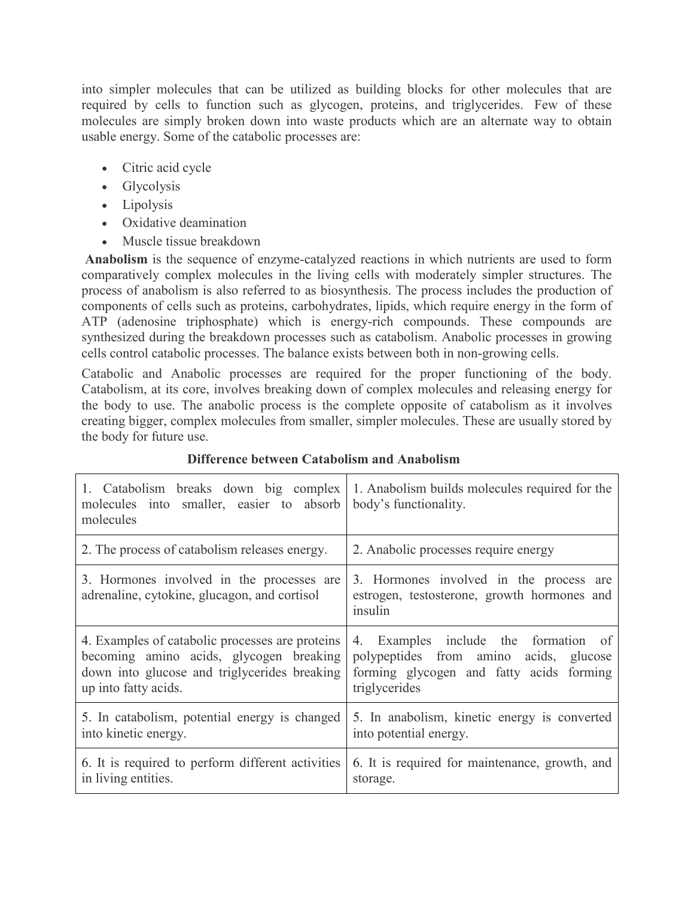into simpler molecules that can be utilized as building blocks for other molecules that are required by cells to function such as glycogen, proteins, and triglycerides. Few of these molecules are simply broken down into waste products which are an alternate way to obtain usable energy. Some of the catabolic processes are:

- Citric acid cycle
- Glycolysis
- Lipolysis
- Oxidative deamination
- Muscle tissue breakdown

**Anabolism** is the sequence of enzyme-catalyzed reactions in which nutrients are used to form comparatively complex molecules in the living cells with moderately simpler structures. The process of anabolism is also referred to as biosynthesis. The process includes the production of components of cells such as proteins, carbohydrates, lipids, which require energy in the form of ATP (adenosine triphosphate) which is energy-rich compounds. These compounds are synthesized during the breakdown processes such as catabolism. Anabolic processes in growing cells control catabolic processes. The balance exists between both in non-growing cells.

Catabolic and Anabolic processes are required for the proper functioning of the body. Catabolism, at its core, involves breaking down of complex molecules and releasing energy for the body to use. The anabolic process is the complete opposite of catabolism as it involves creating bigger, complex molecules from smaller, simpler molecules. These are usually stored by the body for future use.

**Difference between Catabolism and Anabolism**

| | |
|---|---|
| 1. Catabolism breaks down big complex molecules into smaller, easier to absorb molecules | 1. Anabolism builds molecules required for the body's functionality. |
| 2. The process of catabolism releases energy. | 2. Anabolic processes require energy |
| 3. Hormones involved in the processes are adrenaline, cytokine, glucagon, and cortisol | 3. Hormones involved in the process are estrogen, testosterone, growth hormones and insulin |
| 4. Examples of catabolic processes are proteins becoming amino acids, glycogen breaking down into glucose and triglycerides breaking up into fatty acids. | 4. Examples include the formation of polypeptides from amino acids, glucose forming glycogen and fatty acids forming triglycerides |
| 5. In catabolism, potential energy is changed into kinetic energy. | 5. In anabolism, kinetic energy is converted into potential energy. |
| 6. It is required to perform different activities in living entities. | 6. It is required for maintenance, growth, and storage. |